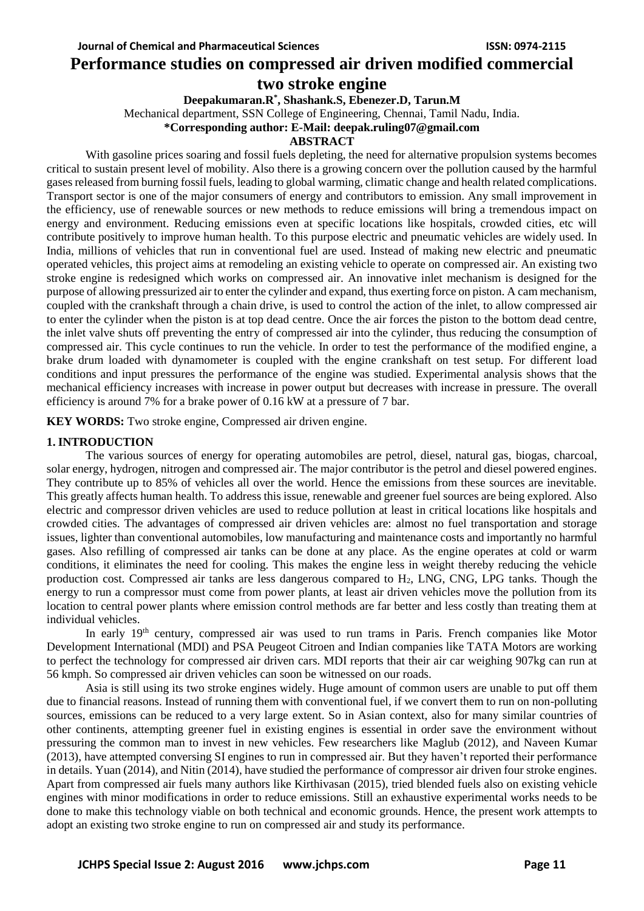# Performance studies on compressed air driven modified commercial two stroke engine

**Deepakumaran.R*, Shashank.S, Ebenezer.D, Tarun.M**

Mechanical department, SSN College of Engineering, Chennai, Tamil Nadu, India.

**\*Corresponding author: E-Mail: deepak.ruling07@gmail.com**

## ABSTRACT

With gasoline prices soaring and fossil fuels depleting, the need for alternative propulsion systems becomes critical to sustain present level of mobility. Also there is a growing concern over the pollution caused by the harmful gases released from burning fossil fuels, leading to global warming, climatic change and health related complications. Transport sector is one of the major consumers of energy and contributors to emission. Any small improvement in the efficiency, use of renewable sources or new methods to reduce emissions will bring a tremendous impact on energy and environment. Reducing emissions even at specific locations like hospitals, crowded cities, etc will contribute positively to improve human health. To this purpose electric and pneumatic vehicles are widely used. In India, millions of vehicles that run in conventional fuel are used. Instead of making new electric and pneumatic operated vehicles, this project aims at remodeling an existing vehicle to operate on compressed air. An existing two stroke engine is redesigned which works on compressed air. An innovative inlet mechanism is designed for the purpose of allowing pressurized air to enter the cylinder and expand, thus exerting force on piston. A cam mechanism, coupled with the crankshaft through a chain drive, is used to control the action of the inlet, to allow compressed air to enter the cylinder when the piston is at top dead centre. Once the air forces the piston to the bottom dead centre, the inlet valve shuts off preventing the entry of compressed air into the cylinder, thus reducing the consumption of compressed air. This cycle continues to run the vehicle. In order to test the performance of the modified engine, a brake drum loaded with dynamometer is coupled with the engine crankshaft on test setup. For different load conditions and input pressures the performance of the engine was studied. Experimental analysis shows that the mechanical efficiency increases with increase in power output but decreases with increase in pressure. The overall efficiency is around 7% for a brake power of 0.16 kW at a pressure of 7 bar.

**KEY WORDS:** Two stroke engine, Compressed air driven engine.

## 1. INTRODUCTION

The various sources of energy for operating automobiles are petrol, diesel, natural gas, biogas, charcoal, solar energy, hydrogen, nitrogen and compressed air. The major contributor is the petrol and diesel powered engines. They contribute up to 85% of vehicles all over the world. Hence the emissions from these sources are inevitable. This greatly affects human health. To address this issue, renewable and greener fuel sources are being explored. Also electric and compressor driven vehicles are used to reduce pollution at least in critical locations like hospitals and crowded cities. The advantages of compressed air driven vehicles are: almost no fuel transportation and storage issues, lighter than conventional automobiles, low manufacturing and maintenance costs and importantly no harmful gases. Also refilling of compressed air tanks can be done at any place. As the engine operates at cold or warm conditions, it eliminates the need for cooling. This makes the engine less in weight thereby reducing the vehicle production cost. Compressed air tanks are less dangerous compared to $H_2$, LNG, CNG, LPG tanks. Though the energy to run a compressor must come from power plants, at least air driven vehicles move the pollution from its location to central power plants where emission control methods are far better and less costly than treating them at individual vehicles.

In early 19th century, compressed air was used to run trams in Paris. French companies like Motor Development International (MDI) and PSA Peugeot Citroen and Indian companies like TATA Motors are working to perfect the technology for compressed air driven cars. MDI reports that their air car weighing 907kg can run at 56 kmph. So compressed air driven vehicles can soon be witnessed on our roads.

Asia is still using its two stroke engines widely. Huge amount of common users are unable to put off them due to financial reasons. Instead of running them with conventional fuel, if we convert them to run on non-polluting sources, emissions can be reduced to a very large extent. So in Asian context, also for many similar countries of other continents, attempting greener fuel in existing engines is essential in order save the environment without pressuring the common man to invest in new vehicles. Few researchers like Maglub (2012), and Naveen Kumar (2013), have attempted conversing SI engines to run in compressed air. But they haven't reported their performance in details. Yuan (2014), and Nitin (2014), have studied the performance of compressor air driven four stroke engines. Apart from compressed air fuels many authors like Kirthivasan (2015), tried blended fuels also on existing vehicle engines with minor modifications in order to reduce emissions. Still an exhaustive experimental works needs to be done to make this technology viable on both technical and economic grounds. Hence, the present work attempts to adopt an existing two stroke engine to run on compressed air and study its performance.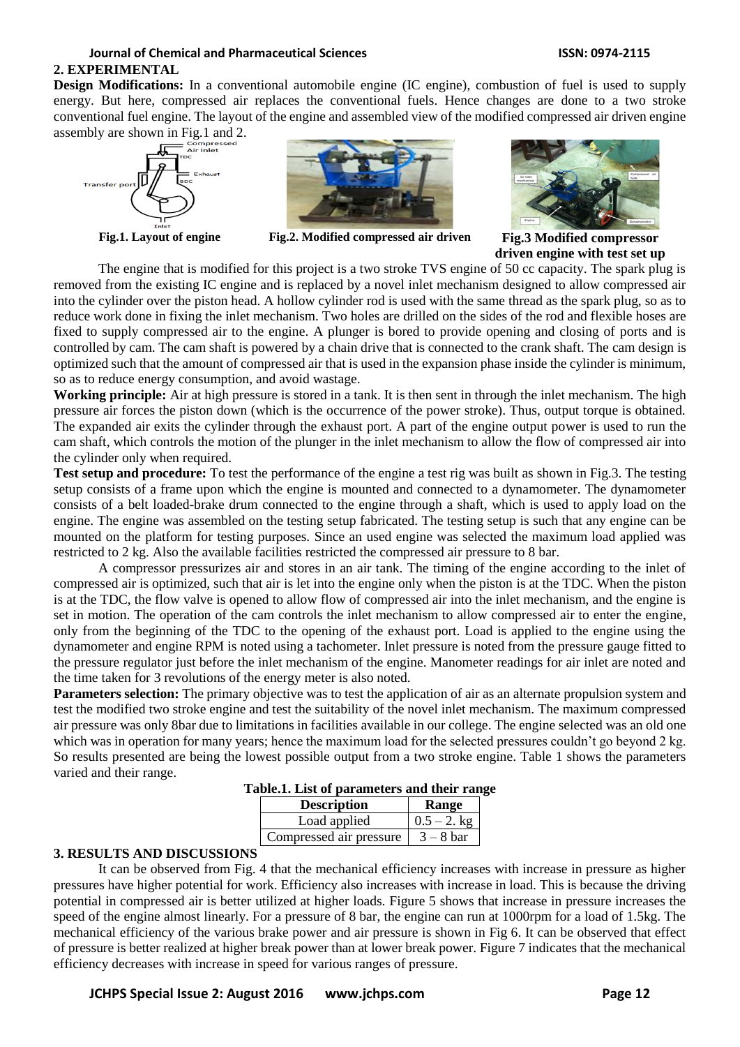## 2. EXPERIMENTAL

**Design Modifications:** In a conventional automobile engine (IC engine), combustion of fuel is used to supply energy. But here, compressed air replaces the conventional fuels. Hence changes are done to a two stroke conventional fuel engine. The layout of the engine and assembled view of the modified compressed air driven engine assembly are shown in Fig.1 and 2.

**Fig.1. Layout of engine**

**Fig.2. Modified compressed air driven**

**Fig.3 Modified compressor driven engine with test set up**

The engine that is modified for this project is a two stroke TVS engine of 50 cc capacity. The spark plug is removed from the existing IC engine and is replaced by a novel inlet mechanism designed to allow compressed air into the cylinder over the piston head. A hollow cylinder rod is used with the same thread as the spark plug, so as to reduce work done in fixing the inlet mechanism. Two holes are drilled on the sides of the rod and flexible hoses are fixed to supply compressed air to the engine. A plunger is bored to provide opening and closing of ports and is controlled by cam. The cam shaft is powered by a chain drive that is connected to the crank shaft. The cam design is optimized such that the amount of compressed air that is used in the expansion phase inside the cylinder is minimum, so as to reduce energy consumption, and avoid wastage.

**Working principle:** Air at high pressure is stored in a tank. It is then sent in through the inlet mechanism. The high pressure air forces the piston down (which is the occurrence of the power stroke). Thus, output torque is obtained. The expanded air exits the cylinder through the exhaust port. A part of the engine output power is used to run the cam shaft, which controls the motion of the plunger in the inlet mechanism to allow the flow of compressed air into the cylinder only when required.

**Test setup and procedure:** To test the performance of the engine a test rig was built as shown in Fig.3. The testing setup consists of a frame upon which the engine is mounted and connected to a dynamometer. The dynamometer consists of a belt loaded-brake drum connected to the engine through a shaft, which is used to apply load on the engine. The engine was assembled on the testing setup fabricated. The testing setup is such that any engine can be mounted on the platform for testing purposes. Since an used engine was selected the maximum load applied was restricted to 2 kg. Also the available facilities restricted the compressed air pressure to 8 bar.

A compressor pressurizes air and stores in an air tank. The timing of the engine according to the inlet of compressed air is optimized, such that air is let into the engine only when the piston is at the TDC. When the piston is at the TDC, the flow valve is opened to allow flow of compressed air into the inlet mechanism, and the engine is set in motion. The operation of the cam controls the inlet mechanism to allow compressed air to enter the engine, only from the beginning of the TDC to the opening of the exhaust port. Load is applied to the engine using the dynamometer and engine RPM is noted using a tachometer. Inlet pressure is noted from the pressure gauge fitted to the pressure regulator just before the inlet mechanism of the engine. Manometer readings for air inlet are noted and the time taken for 3 revolutions of the energy meter is also noted.

**Parameters selection:** The primary objective was to test the application of air as an alternate propulsion system and test the modified two stroke engine and test the suitability of the novel inlet mechanism. The maximum compressed air pressure was only 8bar due to limitations in facilities available in our college. The engine selected was an old one which was in operation for many years; hence the maximum load for the selected pressures couldn't go beyond 2 kg. So results presented are being the lowest possible output from a two stroke engine. Table 1 shows the parameters varied and their range.

**Table.1. List of parameters and their range**

| Description | Range |
|---|---|
| Load applied | 0.5 – 2. kg |
| Compressed air pressure | 3 – 8 bar |

## 3. RESULTS AND DISCUSSIONS

It can be observed from Fig. 4 that the mechanical efficiency increases with increase in pressure as higher pressures have higher potential for work. Efficiency also increases with increase in load. This is because the driving potential in compressed air is better utilized at higher loads. Figure 5 shows that increase in pressure increases the speed of the engine almost linearly. For a pressure of 8 bar, the engine can run at 1000rpm for a load of 1.5kg. The mechanical efficiency of the various brake power and air pressure is shown in Fig 6. It can be observed that effect of pressure is better realized at higher break power than at lower break power. Figure 7 indicates that the mechanical efficiency decreases with increase in speed for various ranges of pressure.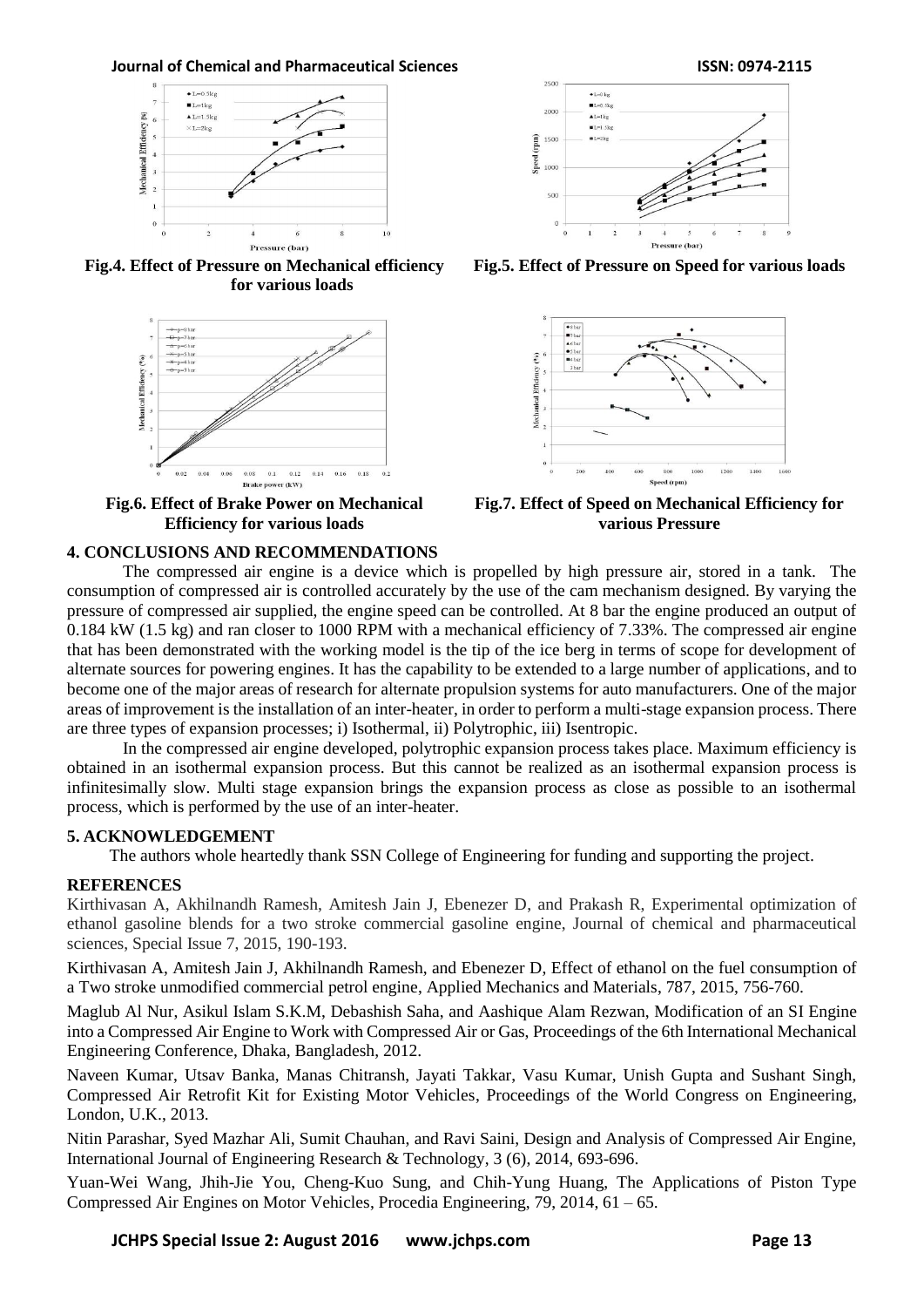Mechanical Efficiency (%)

Pressure (bar)

L=0.5kg
L=1kg
L=1.5kg
L=2kg

**Fig.4. Effect of Pressure on Mechanical efficiency for various loads**

Speed (rpm)

Pressure (bar)

L=0 kg
L=0.5kg
L=1kg
L=1.5kg
L=2kg

**Fig.5. Effect of Pressure on Speed for various loads**

Mechanical Efficiency (%)

Brake power (kW)

p=8 bar
p=7 bar
p=6 bar
p=5 bar
p=4 bar
p=3 bar

**Fig.6. Effect of Brake Power on Mechanical Efficiency for various loads**

Mechanical Efficiency (%)

Speed (rpm)

8 bar
7 bar
6 bar
5 bar
4 bar
3 bar

**Fig.7. Effect of Speed on Mechanical Efficiency for various Pressure**

## 4. CONCLUSIONS AND RECOMMENDATIONS

The compressed air engine is a device which is propelled by high pressure air, stored in a tank. The consumption of compressed air is controlled accurately by the use of the cam mechanism designed. By varying the pressure of compressed air supplied, the engine speed can be controlled. At 8 bar the engine produced an output of 0.184 kW (1.5 kg) and ran closer to 1000 RPM with a mechanical efficiency of 7.33%. The compressed air engine that has been demonstrated with the working model is the tip of the ice berg in terms of scope for development of alternate sources for powering engines. It has the capability to be extended to a large number of applications, and to become one of the major areas of research for alternate propulsion systems for auto manufacturers. One of the major areas of improvement is the installation of an inter-heater, in order to perform a multi-stage expansion process. There are three types of expansion processes; i) Isothermal, ii) Polytrophic, iii) Isentropic.

In the compressed air engine developed, polytrophic expansion process takes place. Maximum efficiency is obtained in an isothermal expansion process. But this cannot be realized as an isothermal expansion process is infinitesimally slow. Multi stage expansion brings the expansion process as close as possible to an isothermal process, which is performed by the use of an inter-heater.

## 5. ACKNOWLEDGEMENT

The authors whole heartedly thank SSN College of Engineering for funding and supporting the project.

## REFERENCES

Kirthivasan A, Akhilnandh Ramesh, Amitesh Jain J, Ebenezer D, and Prakash R, Experimental optimization of ethanol gasoline blends for a two stroke commercial gasoline engine, Journal of chemical and pharmaceutical sciences, Special Issue 7, 2015, 190-193.

Kirthivasan A, Amitesh Jain J, Akhilnandh Ramesh, and Ebenezer D, Effect of ethanol on the fuel consumption of a Two stroke unmodified commercial petrol engine, Applied Mechanics and Materials, 787, 2015, 756-760.

Maglub Al Nur, Asikul Islam S.K.M, Debashish Saha, and Aashique Alam Rezwan, Modification of an SI Engine into a Compressed Air Engine to Work with Compressed Air or Gas, Proceedings of the 6th International Mechanical Engineering Conference, Dhaka, Bangladesh, 2012.

Naveen Kumar, Utsav Banka, Manas Chitransh, Jayati Takkar, Vasu Kumar, Unish Gupta and Sushant Singh, Compressed Air Retrofit Kit for Existing Motor Vehicles, Proceedings of the World Congress on Engineering, London, U.K., 2013.

Nitin Parashar, Syed Mazhar Ali, Sumit Chauhan, and Ravi Saini, Design and Analysis of Compressed Air Engine, International Journal of Engineering Research & Technology, 3 (6), 2014, 693-696.

Yuan-Wei Wang, Jhih-Jie You, Cheng-Kuo Sung, and Chih-Yung Huang, The Applications of Piston Type Compressed Air Engines on Motor Vehicles, Procedia Engineering, 79, 2014, 61 – 65.